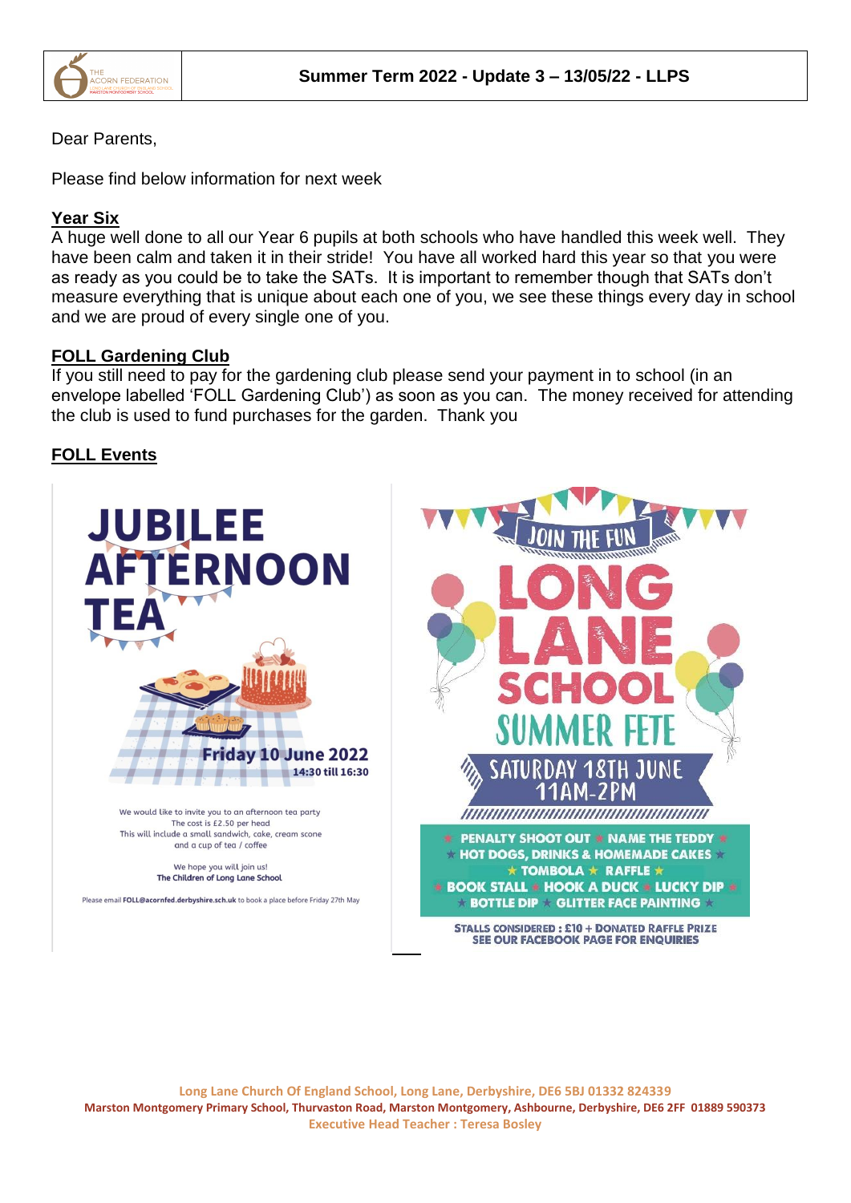Summer Term 2022 - Update 3 – 13/05/22 - LLPS

Dear Parents,

Please find below information for next week

## Year Six

A huge well done to all our Year 6 pupils at both schools who have handled this week well. They have been calm and taken it in their stride! You have all worked hard this year so that you were as ready as you could be to take the SATs. It is important to remember though that SATs don't measure everything that is unique about each one of you, we see these things every day in school and we are proud of every single one of you.

## FOLL Gardening Club

If you still need to pay for the gardening club please send your payment in to school (in an envelope labelled 'FOLL Gardening Club') as soon as you can. The money received for attending the club is used to fund purchases for the garden. Thank you

## FOLL Events

**JUBILEE AFTERNOON TEA**

**Friday 10 June 2022**
**14:30 till 16:30**

We would like to invite you to an afternoon tea party
The cost is £2.50 per head
This will include a small sandwich, cake, cream scone and a cup of tea / coffee

We hope you will join us!
**The Children of Long Lane School**

Please email **FOLL@acornfed.derbyshire.sch.uk** to book a place before Friday 27th May

**JOIN THE FUN**

**LONG LANE SCHOOL SUMMER FETE**

**SATURDAY 18TH JUNE 11AM-2PM**

PENALTY SHOOT OUT ★ NAME THE TEDDY ★ HOT DOGS, DRINKS & HOMEMADE CAKES ★ TOMBOLA ★ RAFFLE ★ BOOK STALL ★ HOOK A DUCK ★ LUCKY DIP ★ BOTTLE DIP ★ GLITTER FACE PAINTING

STALLS CONSIDERED : £10 + DONATED RAFFLE PRIZE
SEE OUR FACEBOOK PAGE FOR ENQUIRIES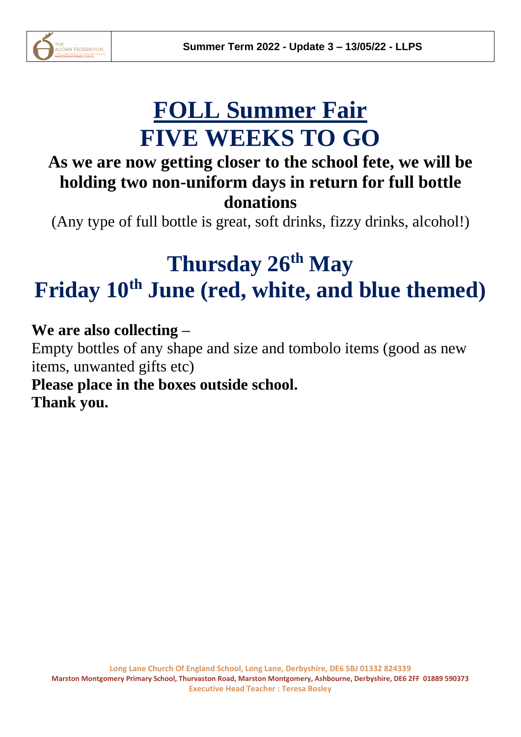# FOLL Summer Fair
# FIVE WEEKS TO GO

## As we are now getting closer to the school fete, we will be holding two non-uniform days in return for full bottle donations

(Any type of full bottle is great, soft drinks, fizzy drinks, alcohol!)

# Thursday 26th May
# Friday 10th June (red, white, and blue themed)

**We are also collecting –**

Empty bottles of any shape and size and tombolo items (good as new items, unwanted gifts etc)

**Please place in the boxes outside school.**

**Thank you.**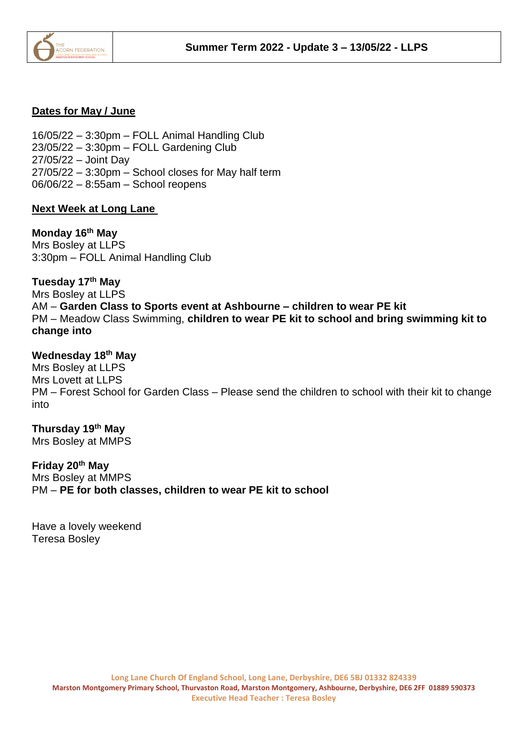**Summer Term 2022 - Update 3 – 13/05/22 - LLPS**

## Dates for May / June

16/05/22 – 3:30pm – FOLL Animal Handling Club
23/05/22 – 3:30pm – FOLL Gardening Club
27/05/22 – Joint Day
27/05/22 – 3:30pm – School closes for May half term
06/06/22 – 8:55am – School reopens

## Next Week at Long Lane

**Monday 16th May**
Mrs Bosley at LLPS
3:30pm – FOLL Animal Handling Club

**Tuesday 17th May**
Mrs Bosley at LLPS
AM – **Garden Class to Sports event at Ashbourne – children to wear PE kit**
PM – Meadow Class Swimming, **children to wear PE kit to school and bring swimming kit to change into**

**Wednesday 18th May**
Mrs Bosley at LLPS
Mrs Lovett at LLPS
PM – Forest School for Garden Class – Please send the children to school with their kit to change into

**Thursday 19th May**
Mrs Bosley at MMPS

**Friday 20th May**
Mrs Bosley at MMPS
PM – **PE for both classes, children to wear PE kit to school**

Have a lovely weekend
Teresa Bosley

Long Lane Church Of England School, Long Lane, Derbyshire, DE6 5BJ 01332 824339
Marston Montgomery Primary School, Thurvaston Road, Marston Montgomery, Ashbourne, Derbyshire, DE6 2FF 01889 590373
Executive Head Teacher : Teresa Bosley